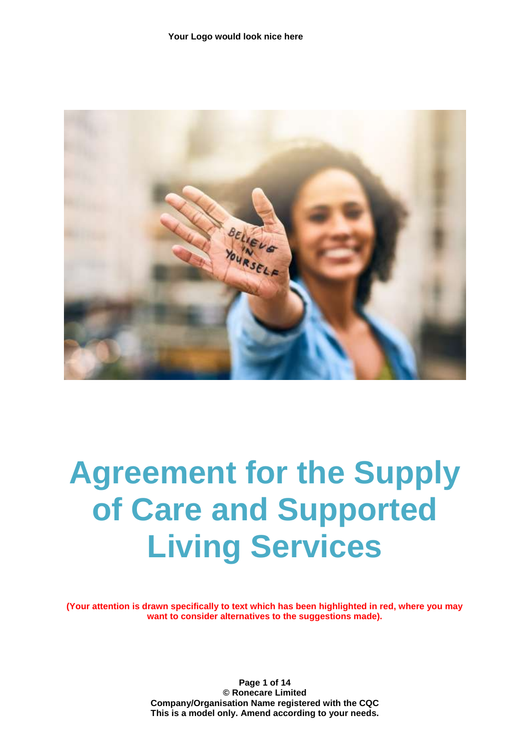**Your Logo would look nice here**

# Agreement for the Supply of Care and Supported Living Services

**(Your attention is drawn specifically to text which has been highlighted in red, where you may want to consider alternatives to the suggestions made).**

**© Ronecare Limited**
**Company/Organisation Name registered with the CQC**
**This is a model only. Amend according to your needs.**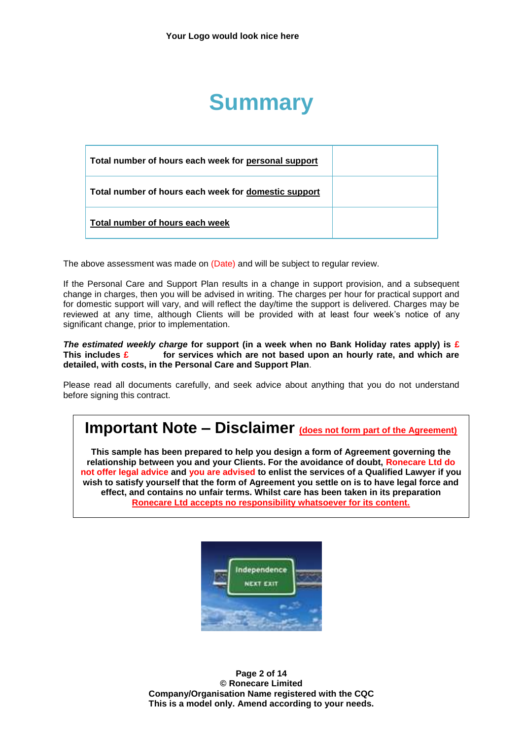**Your Logo would look nice here**

# Summary

| Total number of hours each week for personal support | |
|---|---|
| **Total number of hours each week for domestic support** | |
| **Total number of hours each week** | |

The above assessment was made on (Date) and will be subject to regular review.

If the Personal Care and Support Plan results in a change in support provision, and a subsequent change in charges, then you will be advised in writing. The charges per hour for practical support and for domestic support will vary, and will reflect the day/time the support is delivered. Charges may be reviewed at any time, although Clients will be provided with at least four week's notice of any significant change, prior to implementation.

***The estimated weekly charge*** **for support (in a week when no Bank Holiday rates apply) is £ This includes £ for services which are not based upon an hourly rate, and which are detailed, with costs, in the Personal Care and Support Plan**.

Please read all documents carefully, and seek advice about anything that you do not understand before signing this contract.

## Important Note – Disclaimer (does not form part of the Agreement)

**This sample has been prepared to help you design a form of Agreement governing the relationship between you and your Clients. For the avoidance of doubt, Ronecare Ltd do not offer legal advice and you are advised to enlist the services of a Qualified Lawyer if you wish to satisfy yourself that the form of Agreement you settle on is to have legal force and effect, and contains no unfair terms. Whilst care has been taken in its preparation Ronecare Ltd accepts no responsibility whatsoever for its content.**

**© Ronecare Limited**
**Company/Organisation Name registered with the CQC**
**This is a model only. Amend according to your needs.**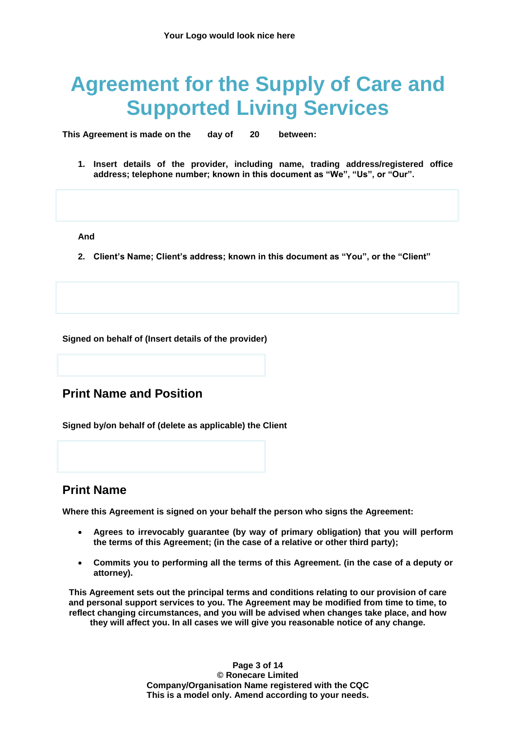Your Logo would look nice here

# Agreement for the Supply of Care and Supported Living Services

**This Agreement is made on the day of 20 between:**

1. **Insert details of the provider, including name, trading address/registered office address; telephone number; known in this document as "We", "Us", or "Our".**

**And**

2. **Client's Name; Client's address; known in this document as "You", or the "Client"**

**Signed on behalf of (Insert details of the provider)**

## Print Name and Position

**Signed by/on behalf of (delete as applicable) the Client**

## Print Name

**Where this Agreement is signed on your behalf the person who signs the Agreement:**

- **Agrees to irrevocably guarantee (by way of primary obligation) that you will perform the terms of this Agreement; (in the case of a relative or other third party);**
- **Commits you to performing all the terms of this Agreement. (in the case of a deputy or attorney).**

**This Agreement sets out the principal terms and conditions relating to our provision of care and personal support services to you. The Agreement may be modified from time to time, to reflect changing circumstances, and you will be advised when changes take place, and how they will affect you. In all cases we will give you reasonable notice of any change.**

**© Ronecare Limited**
**Company/Organisation Name registered with the CQC**
**This is a model only. Amend according to your needs.**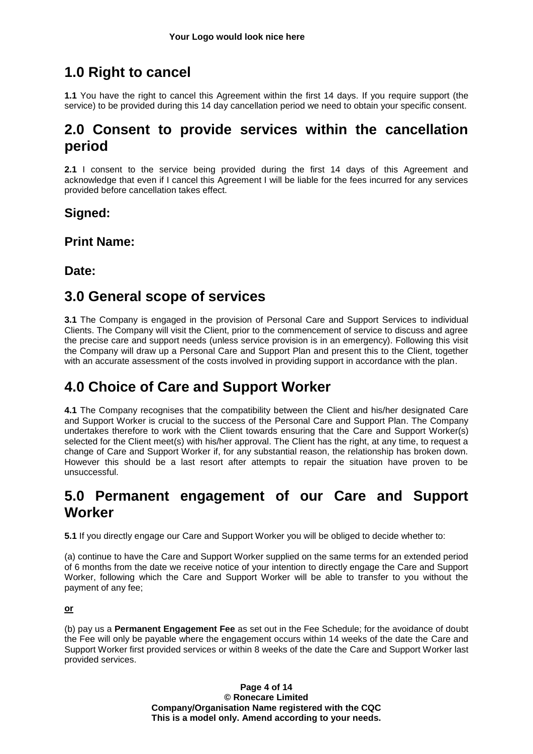**Your Logo would look nice here**

## 1.0 Right to cancel

**1.1** You have the right to cancel this Agreement within the first 14 days. If you require support (the service) to be provided during this 14 day cancellation period we need to obtain your specific consent.

## 2.0 Consent to provide services within the cancellation period

**2.1** I consent to the service being provided during the first 14 days of this Agreement and acknowledge that even if I cancel this Agreement I will be liable for the fees incurred for any services provided before cancellation takes effect.

### Signed:

### Print Name:

### Date:

## 3.0 General scope of services

**3.1** The Company is engaged in the provision of Personal Care and Support Services to individual Clients. The Company will visit the Client, prior to the commencement of service to discuss and agree the precise care and support needs (unless service provision is in an emergency). Following this visit the Company will draw up a Personal Care and Support Plan and present this to the Client, together with an accurate assessment of the costs involved in providing support in accordance with the plan.

## 4.0 Choice of Care and Support Worker

**4.1** The Company recognises that the compatibility between the Client and his/her designated Care and Support Worker is crucial to the success of the Personal Care and Support Plan. The Company undertakes therefore to work with the Client towards ensuring that the Care and Support Worker(s) selected for the Client meet(s) with his/her approval. The Client has the right, at any time, to request a change of Care and Support Worker if, for any substantial reason, the relationship has broken down. However this should be a last resort after attempts to repair the situation have proven to be unsuccessful.

## 5.0 Permanent engagement of our Care and Support Worker

**5.1** If you directly engage our Care and Support Worker you will be obliged to decide whether to:

(a) continue to have the Care and Support Worker supplied on the same terms for an extended period of 6 months from the date we receive notice of your intention to directly engage the Care and Support Worker, following which the Care and Support Worker will be able to transfer to you without the payment of any fee;

**or**

(b) pay us a **Permanent Engagement Fee** as set out in the Fee Schedule; for the avoidance of doubt the Fee will only be payable where the engagement occurs within 14 weeks of the date the Care and Support Worker first provided services or within 8 weeks of the date the Care and Support Worker last provided services.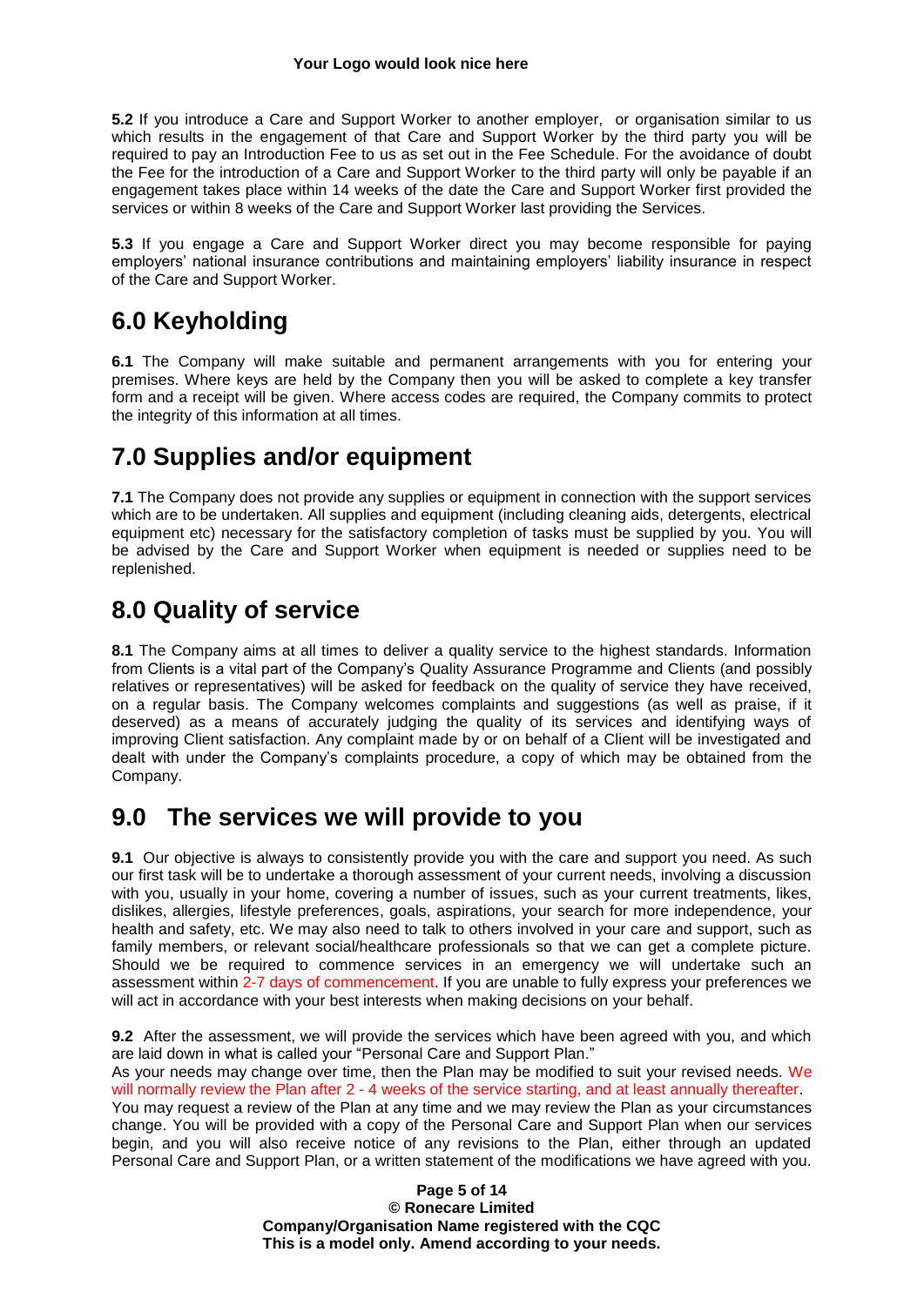**5.2** If you introduce a Care and Support Worker to another employer, or organisation similar to us which results in the engagement of that Care and Support Worker by the third party you will be required to pay an Introduction Fee to us as set out in the Fee Schedule. For the avoidance of doubt the Fee for the introduction of a Care and Support Worker to the third party will only be payable if an engagement takes place within 14 weeks of the date the Care and Support Worker first provided the services or within 8 weeks of the Care and Support Worker last providing the Services.

**5.3** If you engage a Care and Support Worker direct you may become responsible for paying employers' national insurance contributions and maintaining employers' liability insurance in respect of the Care and Support Worker.

# 6.0 Keyholding

**6.1** The Company will make suitable and permanent arrangements with you for entering your premises. Where keys are held by the Company then you will be asked to complete a key transfer form and a receipt will be given. Where access codes are required, the Company commits to protect the integrity of this information at all times.

# 7.0 Supplies and/or equipment

**7.1** The Company does not provide any supplies or equipment in connection with the support services which are to be undertaken. All supplies and equipment (including cleaning aids, detergents, electrical equipment etc) necessary for the satisfactory completion of tasks must be supplied by you. You will be advised by the Care and Support Worker when equipment is needed or supplies need to be replenished.

# 8.0 Quality of service

**8.1** The Company aims at all times to deliver a quality service to the highest standards. Information from Clients is a vital part of the Company's Quality Assurance Programme and Clients (and possibly relatives or representatives) will be asked for feedback on the quality of service they have received, on a regular basis. The Company welcomes complaints and suggestions (as well as praise, if it deserved) as a means of accurately judging the quality of its services and identifying ways of improving Client satisfaction. Any complaint made by or on behalf of a Client will be investigated and dealt with under the Company's complaints procedure, a copy of which may be obtained from the Company.

# 9.0 The services we will provide to you

**9.1** Our objective is always to consistently provide you with the care and support you need. As such our first task will be to undertake a thorough assessment of your current needs, involving a discussion with you, usually in your home, covering a number of issues, such as your current treatments, likes, dislikes, allergies, lifestyle preferences, goals, aspirations, your search for more independence, your health and safety, etc. We may also need to talk to others involved in your care and support, such as family members, or relevant social/healthcare professionals so that we can get a complete picture. Should we be required to commence services in an emergency we will undertake such an assessment within 2-7 days of commencement. If you are unable to fully express your preferences we will act in accordance with your best interests when making decisions on your behalf.

**9.2** After the assessment, we will provide the services which have been agreed with you, and which are laid down in what is called your "Personal Care and Support Plan."

As your needs may change over time, then the Plan may be modified to suit your revised needs. We will normally review the Plan after 2 - 4 weeks of the service starting, and at least annually thereafter.

You may request a review of the Plan at any time and we may review the Plan as your circumstances change. You will be provided with a copy of the Personal Care and Support Plan when our services begin, and you will also receive notice of any revisions to the Plan, either through an updated Personal Care and Support Plan, or a written statement of the modifications we have agreed with you.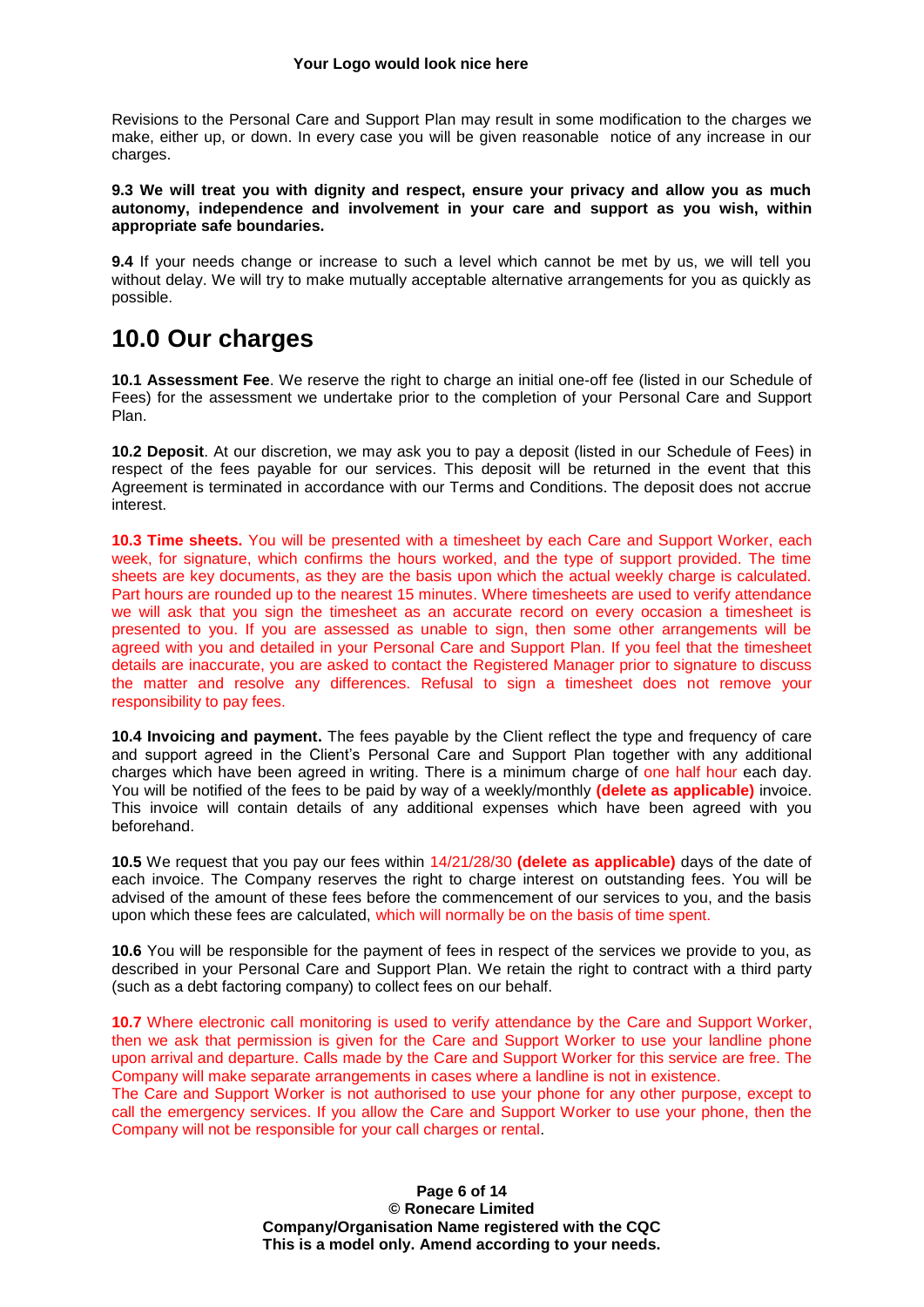Revisions to the Personal Care and Support Plan may result in some modification to the charges we make, either up, or down. In every case you will be given reasonable notice of any increase in our charges.

**9.3 We will treat you with dignity and respect, ensure your privacy and allow you as much autonomy, independence and involvement in your care and support as you wish, within appropriate safe boundaries.**

**9.4** If your needs change or increase to such a level which cannot be met by us, we will tell you without delay. We will try to make mutually acceptable alternative arrangements for you as quickly as possible.

# 10.0 Our charges

**10.1 Assessment Fee**. We reserve the right to charge an initial one-off fee (listed in our Schedule of Fees) for the assessment we undertake prior to the completion of your Personal Care and Support Plan.

**10.2 Deposit**. At our discretion, we may ask you to pay a deposit (listed in our Schedule of Fees) in respect of the fees payable for our services. This deposit will be returned in the event that this Agreement is terminated in accordance with our Terms and Conditions. The deposit does not accrue interest.

**10.3 Time sheets.** You will be presented with a timesheet by each Care and Support Worker, each week, for signature, which confirms the hours worked, and the type of support provided. The time sheets are key documents, as they are the basis upon which the actual weekly charge is calculated. Part hours are rounded up to the nearest 15 minutes. Where timesheets are used to verify attendance we will ask that you sign the timesheet as an accurate record on every occasion a timesheet is presented to you. If you are assessed as unable to sign, then some other arrangements will be agreed with you and detailed in your Personal Care and Support Plan. If you feel that the timesheet details are inaccurate, you are asked to contact the Registered Manager prior to signature to discuss the matter and resolve any differences. Refusal to sign a timesheet does not remove your responsibility to pay fees.

**10.4 Invoicing and payment.** The fees payable by the Client reflect the type and frequency of care and support agreed in the Client's Personal Care and Support Plan together with any additional charges which have been agreed in writing. There is a minimum charge of one half hour each day. You will be notified of the fees to be paid by way of a weekly/monthly **(delete as applicable)** invoice. This invoice will contain details of any additional expenses which have been agreed with you beforehand.

**10.5** We request that you pay our fees within 14/21/28/30 **(delete as applicable)** days of the date of each invoice. The Company reserves the right to charge interest on outstanding fees. You will be advised of the amount of these fees before the commencement of our services to you, and the basis upon which these fees are calculated, which will normally be on the basis of time spent.

**10.6** You will be responsible for the payment of fees in respect of the services we provide to you, as described in your Personal Care and Support Plan. We retain the right to contract with a third party (such as a debt factoring company) to collect fees on our behalf.

**10.7** Where electronic call monitoring is used to verify attendance by the Care and Support Worker, then we ask that permission is given for the Care and Support Worker to use your landline phone upon arrival and departure. Calls made by the Care and Support Worker for this service are free. The Company will make separate arrangements in cases where a landline is not in existence.
The Care and Support Worker is not authorised to use your phone for any other purpose, except to call the emergency services. If you allow the Care and Support Worker to use your phone, then the Company will not be responsible for your call charges or rental.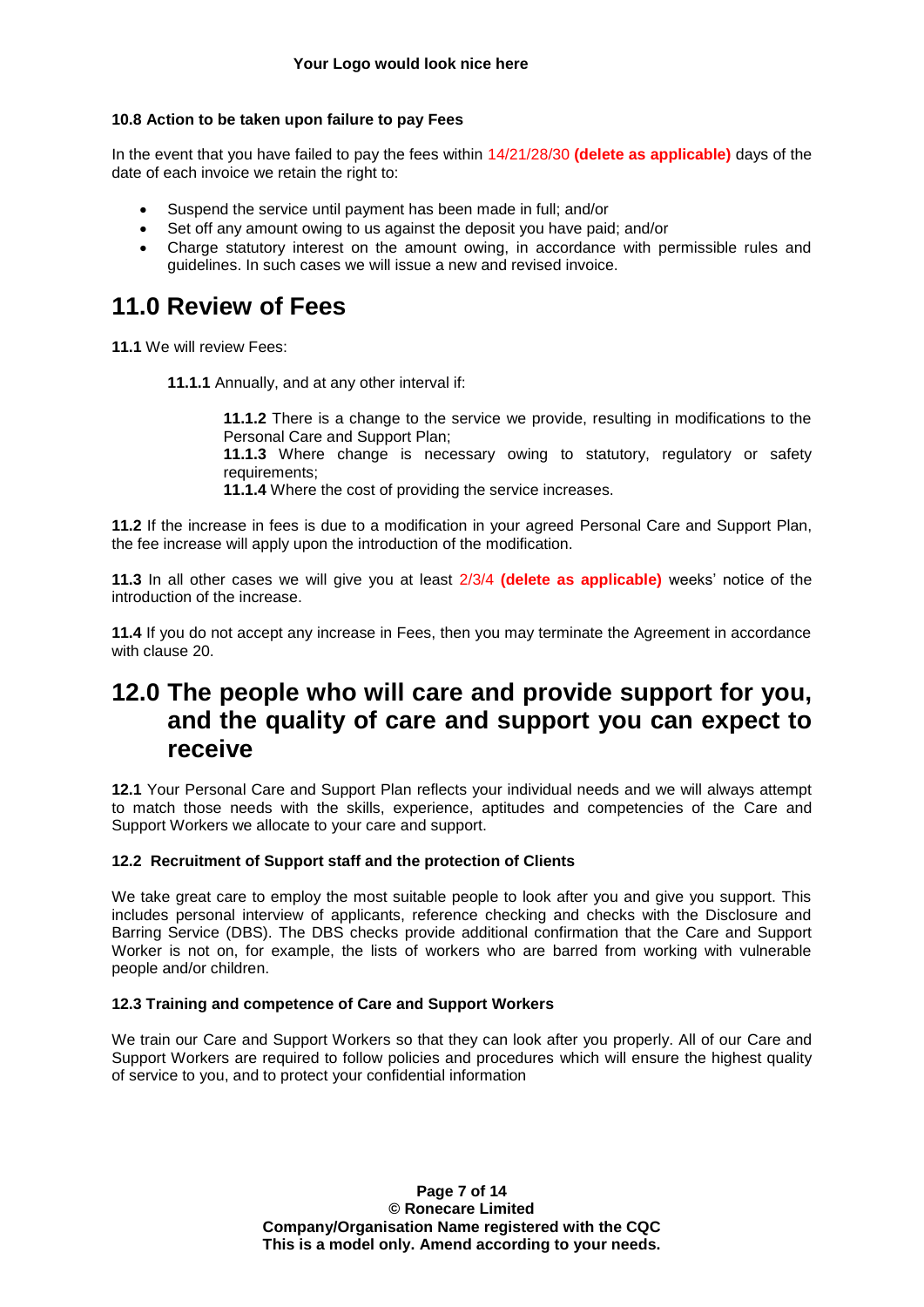#### 10.8 Action to be taken upon failure to pay Fees

In the event that you have failed to pay the fees within 14/21/28/30 **(delete as applicable)** days of the date of each invoice we retain the right to:

- Suspend the service until payment has been made in full; and/or
- Set off any amount owing to us against the deposit you have paid; and/or
- Charge statutory interest on the amount owing, in accordance with permissible rules and guidelines. In such cases we will issue a new and revised invoice.

## 11.0 Review of Fees

**11.1** We will review Fees:

**11.1.1** Annually, and at any other interval if:

**11.1.2** There is a change to the service we provide, resulting in modifications to the Personal Care and Support Plan;
**11.1.3** Where change is necessary owing to statutory, regulatory or safety requirements;
**11.1.4** Where the cost of providing the service increases.

**11.2** If the increase in fees is due to a modification in your agreed Personal Care and Support Plan, the fee increase will apply upon the introduction of the modification.

**11.3** In all other cases we will give you at least 2/3/4 **(delete as applicable)** weeks' notice of the introduction of the increase.

**11.4** If you do not accept any increase in Fees, then you may terminate the Agreement in accordance with clause 20.

## 12.0 The people who will care and provide support for you, and the quality of care and support you can expect to receive

**12.1** Your Personal Care and Support Plan reflects your individual needs and we will always attempt to match those needs with the skills, experience, aptitudes and competencies of the Care and Support Workers we allocate to your care and support.

#### 12.2 Recruitment of Support staff and the protection of Clients

We take great care to employ the most suitable people to look after you and give you support. This includes personal interview of applicants, reference checking and checks with the Disclosure and Barring Service (DBS). The DBS checks provide additional confirmation that the Care and Support Worker is not on, for example, the lists of workers who are barred from working with vulnerable people and/or children.

#### 12.3 Training and competence of Care and Support Workers

We train our Care and Support Workers so that they can look after you properly. All of our Care and Support Workers are required to follow policies and procedures which will ensure the highest quality of service to you, and to protect your confidential information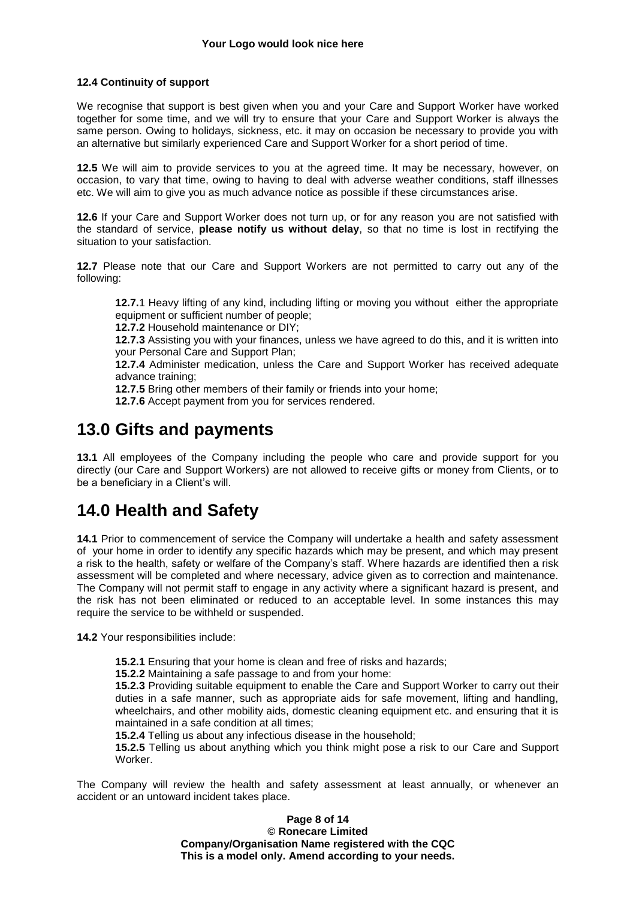**12.4 Continuity of support**

We recognise that support is best given when you and your Care and Support Worker have worked together for some time, and we will try to ensure that your Care and Support Worker is always the same person. Owing to holidays, sickness, etc. it may on occasion be necessary to provide you with an alternative but similarly experienced Care and Support Worker for a short period of time.

**12.5** We will aim to provide services to you at the agreed time. It may be necessary, however, on occasion, to vary that time, owing to having to deal with adverse weather conditions, staff illnesses etc. We will aim to give you as much advance notice as possible if these circumstances arise.

**12.6** If your Care and Support Worker does not turn up, or for any reason you are not satisfied with the standard of service, **please notify us without delay**, so that no time is lost in rectifying the situation to your satisfaction.

**12.7** Please note that our Care and Support Workers are not permitted to carry out any of the following:

> **12.7.**1 Heavy lifting of any kind, including lifting or moving you without either the appropriate equipment or sufficient number of people;
> **12.7.2** Household maintenance or DIY;
> **12.7.3** Assisting you with your finances, unless we have agreed to do this, and it is written into your Personal Care and Support Plan;
> **12.7.4** Administer medication, unless the Care and Support Worker has received adequate advance training;
> **12.7.5** Bring other members of their family or friends into your home;
> **12.7.6** Accept payment from you for services rendered.

# 13.0 Gifts and payments

**13.1** All employees of the Company including the people who care and provide support for you directly (our Care and Support Workers) are not allowed to receive gifts or money from Clients, or to be a beneficiary in a Client's will.

# 14.0 Health and Safety

**14.1** Prior to commencement of service the Company will undertake a health and safety assessment of your home in order to identify any specific hazards which may be present, and which may present a risk to the health, safety or welfare of the Company's staff. Where hazards are identified then a risk assessment will be completed and where necessary, advice given as to correction and maintenance. The Company will not permit staff to engage in any activity where a significant hazard is present, and the risk has not been eliminated or reduced to an acceptable level. In some instances this may require the service to be withheld or suspended.

**14.2** Your responsibilities include:

> **15.2.1** Ensuring that your home is clean and free of risks and hazards;
> **15.2.2** Maintaining a safe passage to and from your home:
> **15.2.3** Providing suitable equipment to enable the Care and Support Worker to carry out their duties in a safe manner, such as appropriate aids for safe movement, lifting and handling, wheelchairs, and other mobility aids, domestic cleaning equipment etc. and ensuring that it is maintained in a safe condition at all times;
> **15.2.4** Telling us about any infectious disease in the household;
> **15.2.5** Telling us about anything which you think might pose a risk to our Care and Support Worker.

The Company will review the health and safety assessment at least annually, or whenever an accident or an untoward incident takes place.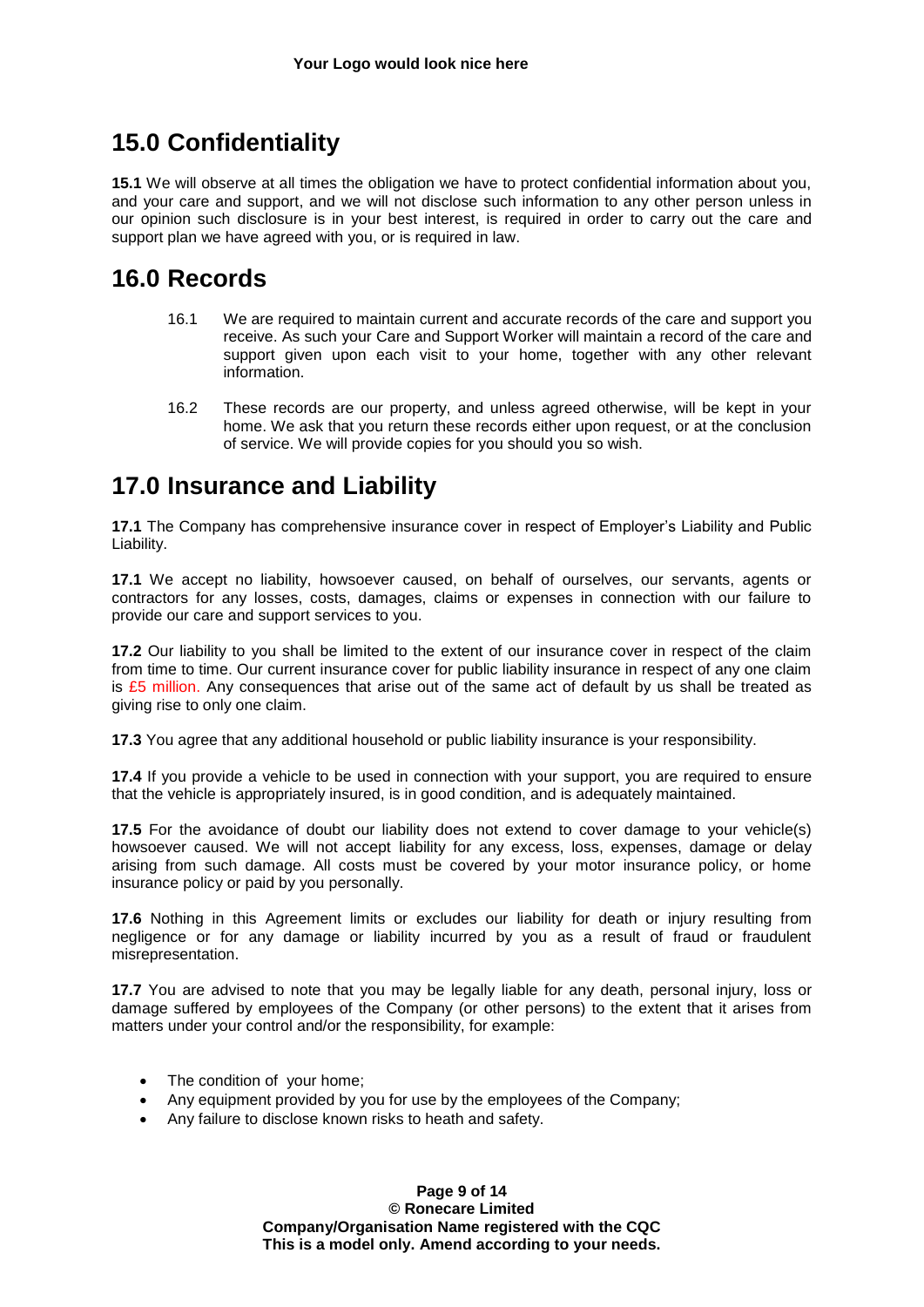## 15.0 Confidentiality

**15.1** We will observe at all times the obligation we have to protect confidential information about you, and your care and support, and we will not disclose such information to any other person unless in our opinion such disclosure is in your best interest, is required in order to carry out the care and support plan we have agreed with you, or is required in law.

## 16.0 Records

16.1 We are required to maintain current and accurate records of the care and support you receive. As such your Care and Support Worker will maintain a record of the care and support given upon each visit to your home, together with any other relevant information.

16.2 These records are our property, and unless agreed otherwise, will be kept in your home. We ask that you return these records either upon request, or at the conclusion of service. We will provide copies for you should you so wish.

## 17.0 Insurance and Liability

**17.1** The Company has comprehensive insurance cover in respect of Employer's Liability and Public Liability.

**17.1** We accept no liability, howsoever caused, on behalf of ourselves, our servants, agents or contractors for any losses, costs, damages, claims or expenses in connection with our failure to provide our care and support services to you.

**17.2** Our liability to you shall be limited to the extent of our insurance cover in respect of the claim from time to time. Our current insurance cover for public liability insurance in respect of any one claim is £5 million. Any consequences that arise out of the same act of default by us shall be treated as giving rise to only one claim.

**17.3** You agree that any additional household or public liability insurance is your responsibility.

**17.4** If you provide a vehicle to be used in connection with your support, you are required to ensure that the vehicle is appropriately insured, is in good condition, and is adequately maintained.

**17.5** For the avoidance of doubt our liability does not extend to cover damage to your vehicle(s) howsoever caused. We will not accept liability for any excess, loss, expenses, damage or delay arising from such damage. All costs must be covered by your motor insurance policy, or home insurance policy or paid by you personally.

**17.6** Nothing in this Agreement limits or excludes our liability for death or injury resulting from negligence or for any damage or liability incurred by you as a result of fraud or fraudulent misrepresentation.

**17.7** You are advised to note that you may be legally liable for any death, personal injury, loss or damage suffered by employees of the Company (or other persons) to the extent that it arises from matters under your control and/or the responsibility, for example:

- The condition of your home;
- Any equipment provided by you for use by the employees of the Company;
- Any failure to disclose known risks to heath and safety.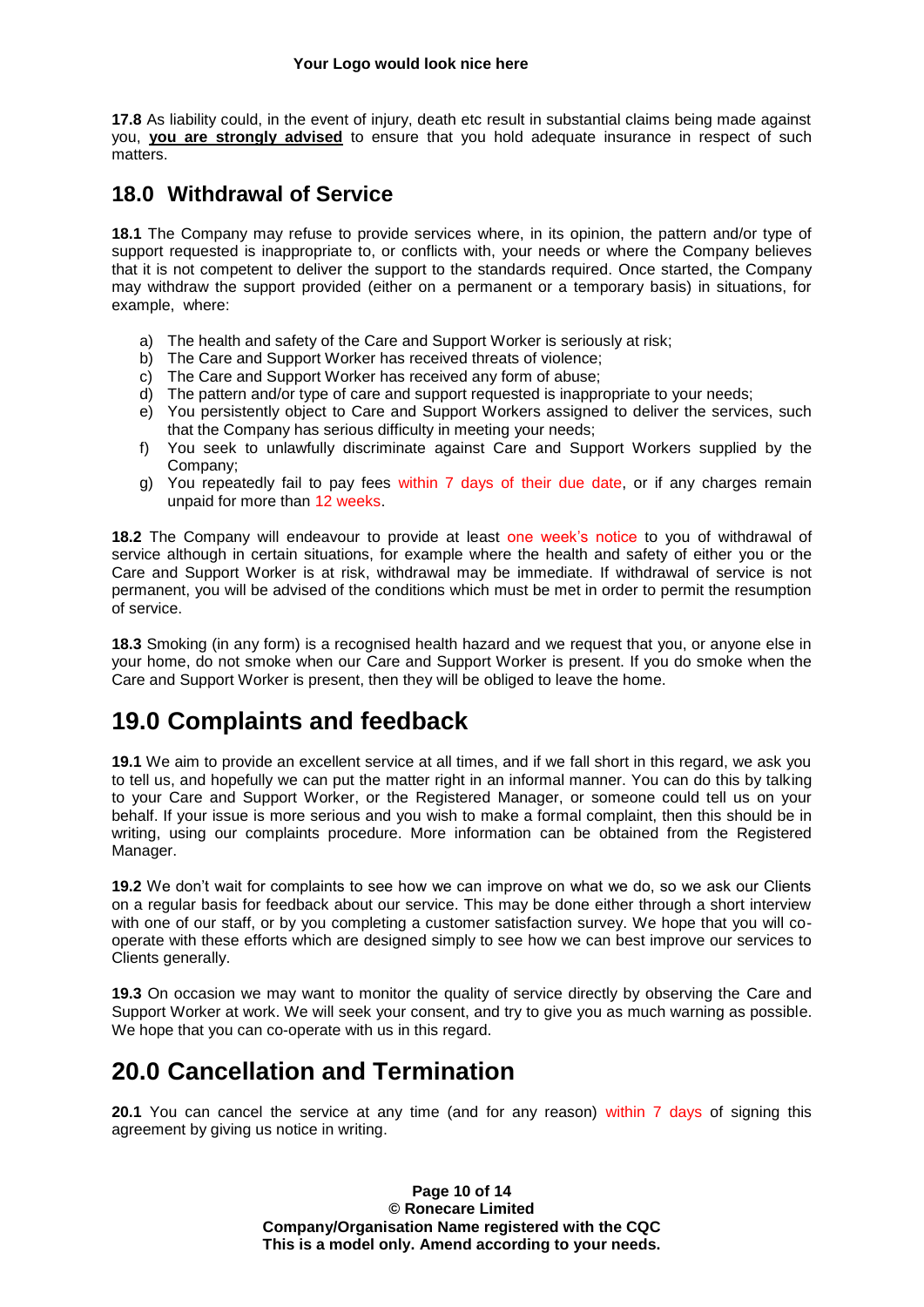**17.8** As liability could, in the event of injury, death etc result in substantial claims being made against you, **you are strongly advised** to ensure that you hold adequate insurance in respect of such matters.

## 18.0 Withdrawal of Service

**18.1** The Company may refuse to provide services where, in its opinion, the pattern and/or type of support requested is inappropriate to, or conflicts with, your needs or where the Company believes that it is not competent to deliver the support to the standards required. Once started, the Company may withdraw the support provided (either on a permanent or a temporary basis) in situations, for example, where:

a) The health and safety of the Care and Support Worker is seriously at risk;
b) The Care and Support Worker has received threats of violence;
c) The Care and Support Worker has received any form of abuse;
d) The pattern and/or type of care and support requested is inappropriate to your needs;
e) You persistently object to Care and Support Workers assigned to deliver the services, such that the Company has serious difficulty in meeting your needs;
f) You seek to unlawfully discriminate against Care and Support Workers supplied by the Company;
g) You repeatedly fail to pay fees within 7 days of their due date, or if any charges remain unpaid for more than 12 weeks.

**18.2** The Company will endeavour to provide at least one week's notice to you of withdrawal of service although in certain situations, for example where the health and safety of either you or the Care and Support Worker is at risk, withdrawal may be immediate. If withdrawal of service is not permanent, you will be advised of the conditions which must be met in order to permit the resumption of service.

**18.3** Smoking (in any form) is a recognised health hazard and we request that you, or anyone else in your home, do not smoke when our Care and Support Worker is present. If you do smoke when the Care and Support Worker is present, then they will be obliged to leave the home.

# 19.0 Complaints and feedback

**19.1** We aim to provide an excellent service at all times, and if we fall short in this regard, we ask you to tell us, and hopefully we can put the matter right in an informal manner. You can do this by talking to your Care and Support Worker, or the Registered Manager, or someone could tell us on your behalf. If your issue is more serious and you wish to make a formal complaint, then this should be in writing, using our complaints procedure. More information can be obtained from the Registered Manager.

**19.2** We don't wait for complaints to see how we can improve on what we do, so we ask our Clients on a regular basis for feedback about our service. This may be done either through a short interview with one of our staff, or by you completing a customer satisfaction survey. We hope that you will co-operate with these efforts which are designed simply to see how we can best improve our services to Clients generally.

**19.3** On occasion we may want to monitor the quality of service directly by observing the Care and Support Worker at work. We will seek your consent, and try to give you as much warning as possible. We hope that you can co-operate with us in this regard.

# 20.0 Cancellation and Termination

**20.1** You can cancel the service at any time (and for any reason) within 7 days of signing this agreement by giving us notice in writing.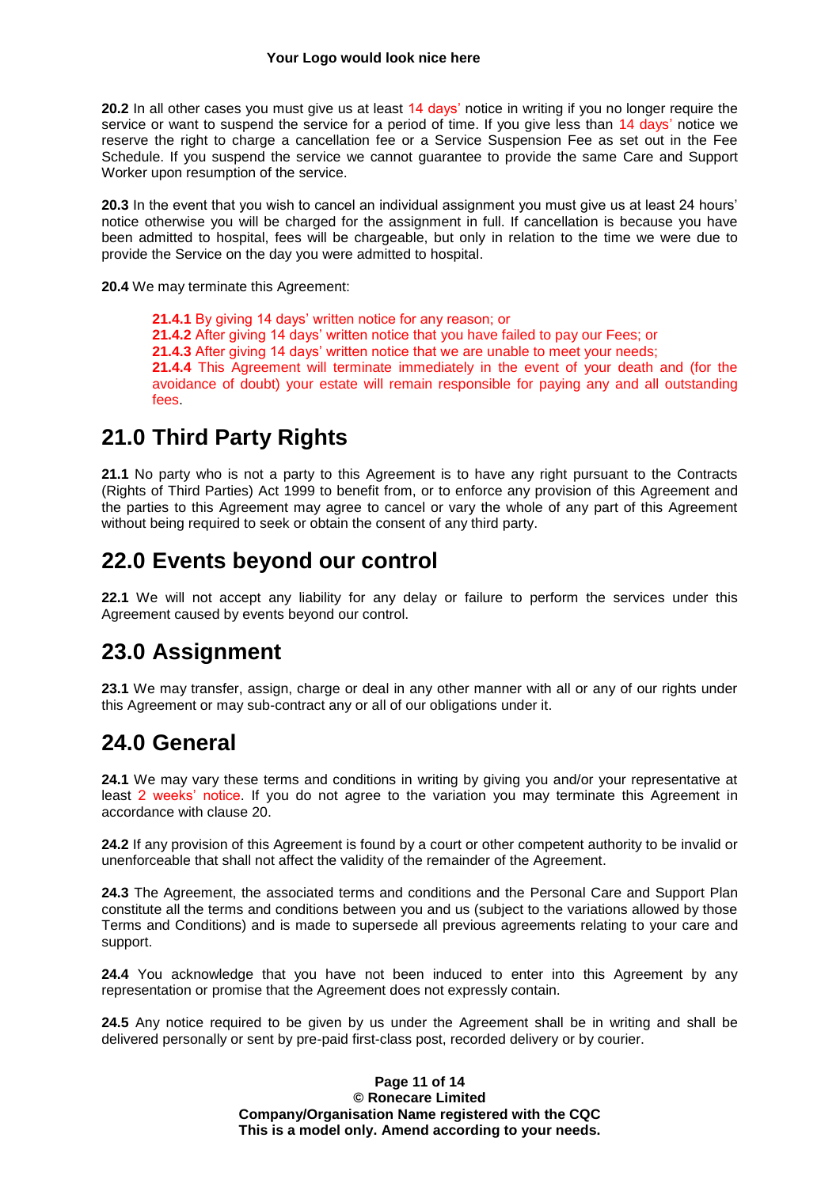**20.2** In all other cases you must give us at least 14 days' notice in writing if you no longer require the service or want to suspend the service for a period of time. If you give less than 14 days' notice we reserve the right to charge a cancellation fee or a Service Suspension Fee as set out in the Fee Schedule. If you suspend the service we cannot guarantee to provide the same Care and Support Worker upon resumption of the service.

**20.3** In the event that you wish to cancel an individual assignment you must give us at least 24 hours' notice otherwise you will be charged for the assignment in full. If cancellation is because you have been admitted to hospital, fees will be chargeable, but only in relation to the time we were due to provide the Service on the day you were admitted to hospital.

**20.4** We may terminate this Agreement:

> **21.4.1** By giving 14 days' written notice for any reason; or
> **21.4.2** After giving 14 days' written notice that you have failed to pay our Fees; or
> **21.4.3** After giving 14 days' written notice that we are unable to meet your needs;
> **21.4.4** This Agreement will terminate immediately in the event of your death and (for the avoidance of doubt) your estate will remain responsible for paying any and all outstanding fees.

## 21.0 Third Party Rights

**21.1** No party who is not a party to this Agreement is to have any right pursuant to the Contracts (Rights of Third Parties) Act 1999 to benefit from, or to enforce any provision of this Agreement and the parties to this Agreement may agree to cancel or vary the whole of any part of this Agreement without being required to seek or obtain the consent of any third party.

## 22.0 Events beyond our control

**22.1** We will not accept any liability for any delay or failure to perform the services under this Agreement caused by events beyond our control.

## 23.0 Assignment

**23.1** We may transfer, assign, charge or deal in any other manner with all or any of our rights under this Agreement or may sub-contract any or all of our obligations under it.

## 24.0 General

**24.1** We may vary these terms and conditions in writing by giving you and/or your representative at least 2 weeks' notice. If you do not agree to the variation you may terminate this Agreement in accordance with clause 20.

**24.2** If any provision of this Agreement is found by a court or other competent authority to be invalid or unenforceable that shall not affect the validity of the remainder of the Agreement.

**24.3** The Agreement, the associated terms and conditions and the Personal Care and Support Plan constitute all the terms and conditions between you and us (subject to the variations allowed by those Terms and Conditions) and is made to supersede all previous agreements relating to your care and support.

**24.4** You acknowledge that you have not been induced to enter into this Agreement by any representation or promise that the Agreement does not expressly contain.

**24.5** Any notice required to be given by us under the Agreement shall be in writing and shall be delivered personally or sent by pre-paid first-class post, recorded delivery or by courier.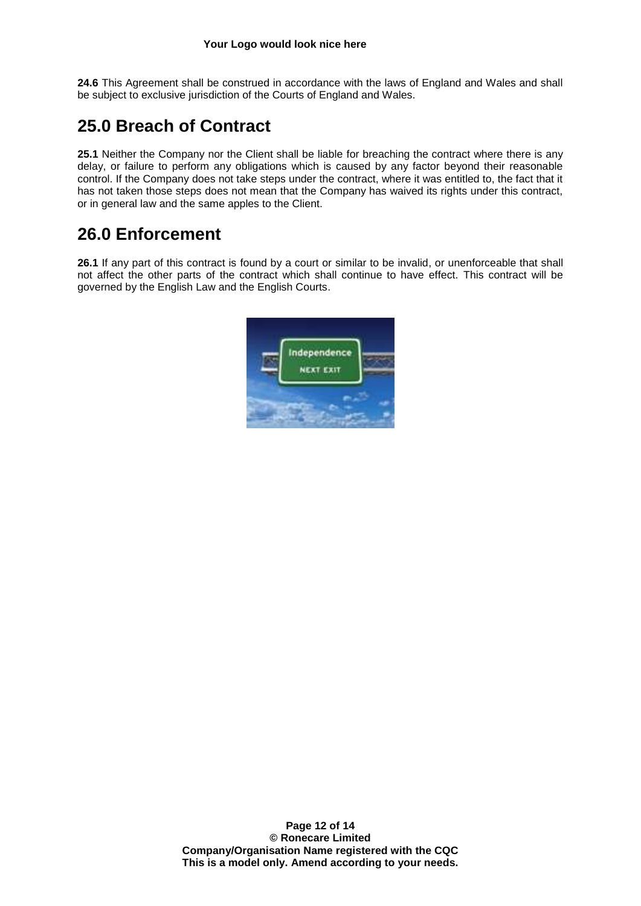**24.6** This Agreement shall be construed in accordance with the laws of England and Wales and shall be subject to exclusive jurisdiction of the Courts of England and Wales.

## 25.0 Breach of Contract

**25.1** Neither the Company nor the Client shall be liable for breaching the contract where there is any delay, or failure to perform any obligations which is caused by any factor beyond their reasonable control. If the Company does not take steps under the contract, where it was entitled to, the fact that it has not taken those steps does not mean that the Company has waived its rights under this contract, or in general law and the same apples to the Client.

## 26.0 Enforcement

**26.1** If any part of this contract is found by a court or similar to be invalid, or unenforceable that shall not affect the other parts of the contract which shall continue to have effect. This contract will be governed by the English Law and the English Courts.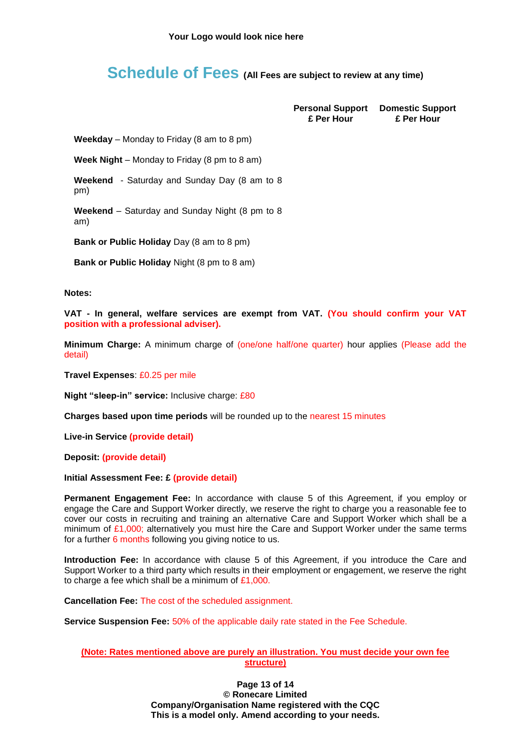Your Logo would look nice here

# Schedule of Fees (All Fees are subject to review at any time)

| | Personal Support £ Per Hour | Domestic Support £ Per Hour |
|---|---|---|
| **Weekday** – Monday to Friday (8 am to 8 pm) | | |
| **Week Night** – Monday to Friday (8 pm to 8 am) | | |
| **Weekend** - Saturday and Sunday Day (8 am to 8 pm) | | |
| **Weekend** – Saturday and Sunday Night (8 pm to 8 am) | | |
| **Bank or Public Holiday** Day (8 am to 8 pm) | | |
| **Bank or Public Holiday** Night (8 pm to 8 am) | | |

**Notes:**

**VAT - In general, welfare services are exempt from VAT. (You should confirm your VAT position with a professional adviser).**

**Minimum Charge:** A minimum charge of (one/one half/one quarter) hour applies (Please add the detail)

**Travel Expenses**: £0.25 per mile

**Night "sleep-in" service:** Inclusive charge: £80

**Charges based upon time periods** will be rounded up to the nearest 15 minutes

**Live-in Service (provide detail)**

**Deposit: (provide detail)**

**Initial Assessment Fee: £ (provide detail)**

**Permanent Engagement Fee:** In accordance with clause 5 of this Agreement, if you employ or engage the Care and Support Worker directly, we reserve the right to charge you a reasonable fee to cover our costs in recruiting and training an alternative Care and Support Worker which shall be a minimum of £1,000; alternatively you must hire the Care and Support Worker under the same terms for a further 6 months following you giving notice to us.

**Introduction Fee:** In accordance with clause 5 of this Agreement, if you introduce the Care and Support Worker to a third party which results in their employment or engagement, we reserve the right to charge a fee which shall be a minimum of £1,000.

**Cancellation Fee:** The cost of the scheduled assignment.

**Service Suspension Fee:** 50% of the applicable daily rate stated in the Fee Schedule.

**(Note: Rates mentioned above are purely an illustration. You must decide your own fee structure)**

**© Ronecare Limited**
**Company/Organisation Name registered with the CQC**
**This is a model only. Amend according to your needs.**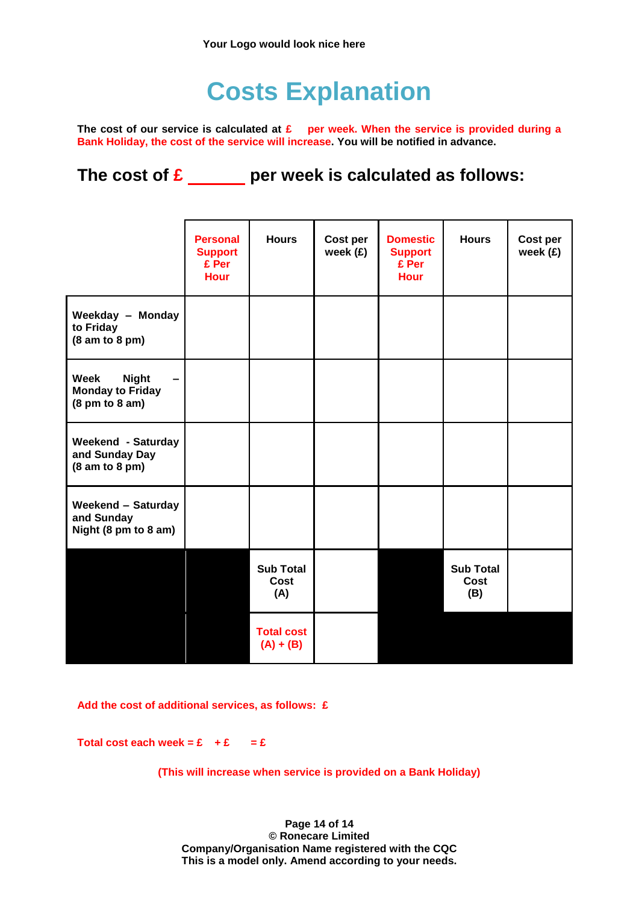Your Logo would look nice here

# Costs Explanation

**The cost of our service is calculated at £ per week. When the service is provided during a Bank Holiday, the cost of the service will increase. You will be notified in advance.**

## The cost of £ ______ per week is calculated as follows:

| | Personal Support £ Per Hour | Hours | Cost per week (£) | Domestic Support £ Per Hour | Hours | Cost per week (£) |
|---|---|---|---|---|---|---|
| **Weekday – Monday to Friday (8 am to 8 pm)** | | | | | | |
| **Week Night – Monday to Friday (8 pm to 8 am)** | | | | | | |
| **Weekend - Saturday and Sunday Day (8 am to 8 pm)** | | | | | | |
| **Weekend – Saturday and Sunday Night (8 pm to 8 am)** | | | | | | |
| | | **Sub Total Cost (A)** | | | **Sub Total Cost (B)** | |
| | | **Total cost (A) + (B)** | | | | |

**Add the cost of additional services, as follows: £**

**Total cost each week = £ + £ = £**

**(This will increase when service is provided on a Bank Holiday)**

**© Ronecare Limited**
**Company/Organisation Name registered with the CQC**
**This is a model only. Amend according to your needs.**